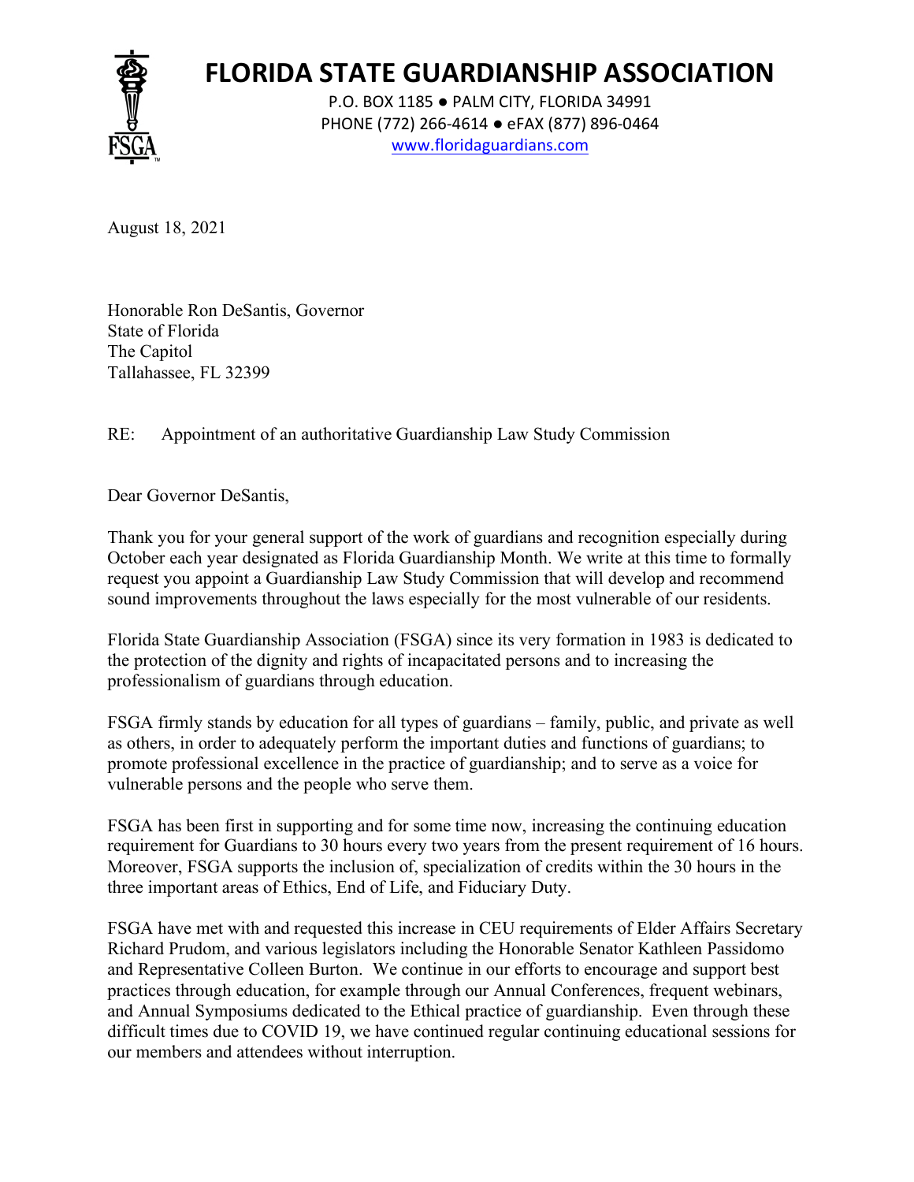# FLORIDA STATE GUARDIANSHIP ASSOCIATION

P.O. BOX 1185 ● PALM CITY, FLORIDA 34991
PHONE (772) 266-4614 ● eFAX (877) 896-0464
www.floridaguardians.com

August 18, 2021

Honorable Ron DeSantis, Governor
State of Florida
The Capitol
Tallahassee, FL 32399

RE: Appointment of an authoritative Guardianship Law Study Commission

Dear Governor DeSantis,

Thank you for your general support of the work of guardians and recognition especially during October each year designated as Florida Guardianship Month. We write at this time to formally request you appoint a Guardianship Law Study Commission that will develop and recommend sound improvements throughout the laws especially for the most vulnerable of our residents.

Florida State Guardianship Association (FSGA) since its very formation in 1983 is dedicated to the protection of the dignity and rights of incapacitated persons and to increasing the professionalism of guardians through education.

FSGA firmly stands by education for all types of guardians – family, public, and private as well as others, in order to adequately perform the important duties and functions of guardians; to promote professional excellence in the practice of guardianship; and to serve as a voice for vulnerable persons and the people who serve them.

FSGA has been first in supporting and for some time now, increasing the continuing education requirement for Guardians to 30 hours every two years from the present requirement of 16 hours. Moreover, FSGA supports the inclusion of, specialization of credits within the 30 hours in the three important areas of Ethics, End of Life, and Fiduciary Duty.

FSGA have met with and requested this increase in CEU requirements of Elder Affairs Secretary Richard Prudom, and various legislators including the Honorable Senator Kathleen Passidomo and Representative Colleen Burton. We continue in our efforts to encourage and support best practices through education, for example through our Annual Conferences, frequent webinars, and Annual Symposiums dedicated to the Ethical practice of guardianship. Even through these difficult times due to COVID 19, we have continued regular continuing educational sessions for our members and attendees without interruption.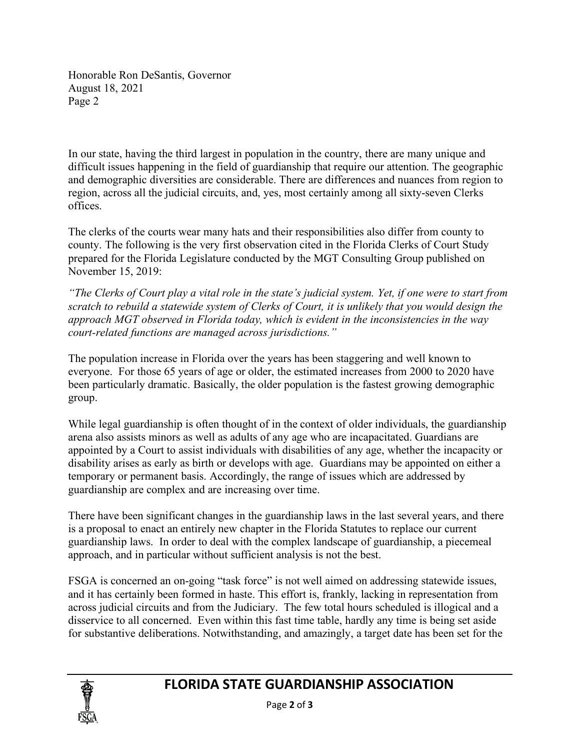In our state, having the third largest in population in the country, there are many unique and difficult issues happening in the field of guardianship that require our attention. The geographic and demographic diversities are considerable. There are differences and nuances from region to region, across all the judicial circuits, and, yes, most certainly among all sixty-seven Clerks offices.

The clerks of the courts wear many hats and their responsibilities also differ from county to county. The following is the very first observation cited in the Florida Clerks of Court Study prepared for the Florida Legislature conducted by the MGT Consulting Group published on November 15, 2019:

*"The Clerks of Court play a vital role in the state's judicial system. Yet, if one were to start from scratch to rebuild a statewide system of Clerks of Court, it is unlikely that you would design the approach MGT observed in Florida today, which is evident in the inconsistencies in the way court-related functions are managed across jurisdictions."*

The population increase in Florida over the years has been staggering and well known to everyone. For those 65 years of age or older, the estimated increases from 2000 to 2020 have been particularly dramatic. Basically, the older population is the fastest growing demographic group.

While legal guardianship is often thought of in the context of older individuals, the guardianship arena also assists minors as well as adults of any age who are incapacitated. Guardians are appointed by a Court to assist individuals with disabilities of any age, whether the incapacity or disability arises as early as birth or develops with age. Guardians may be appointed on either a temporary or permanent basis. Accordingly, the range of issues which are addressed by guardianship are complex and are increasing over time.

There have been significant changes in the guardianship laws in the last several years, and there is a proposal to enact an entirely new chapter in the Florida Statutes to replace our current guardianship laws. In order to deal with the complex landscape of guardianship, a piecemeal approach, and in particular without sufficient analysis is not the best.

FSGA is concerned an on-going "task force" is not well aimed on addressing statewide issues, and it has certainly been formed in haste. This effort is, frankly, lacking in representation from across judicial circuits and from the Judiciary. The few total hours scheduled is illogical and a disservice to all concerned. Even within this fast time table, hardly any time is being set aside for substantive deliberations. Notwithstanding, and amazingly, a target date has been set for the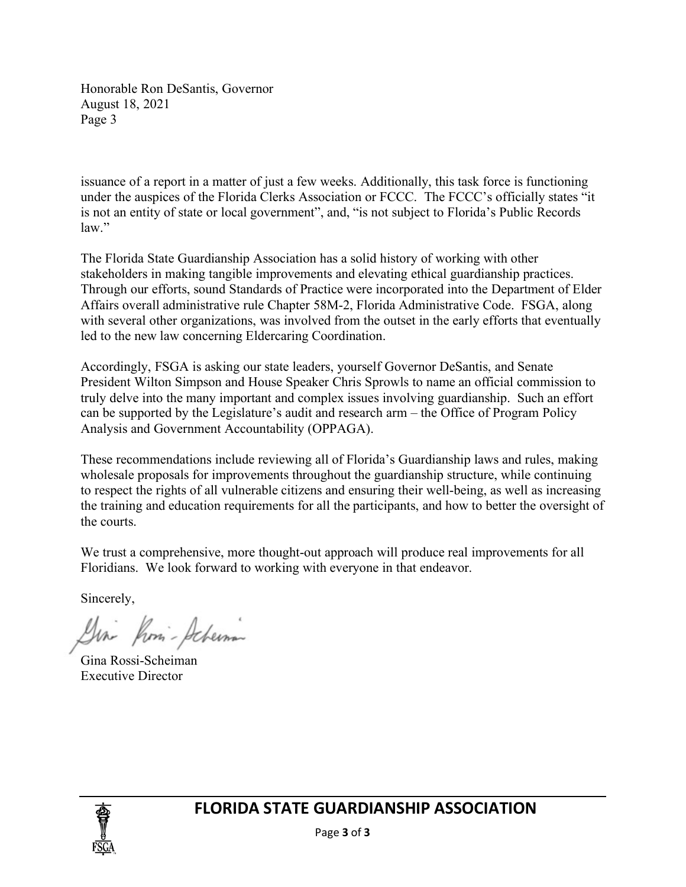issuance of a report in a matter of just a few weeks. Additionally, this task force is functioning under the auspices of the Florida Clerks Association or FCCC. The FCCC's officially states "it is not an entity of state or local government", and, "is not subject to Florida's Public Records law."

The Florida State Guardianship Association has a solid history of working with other stakeholders in making tangible improvements and elevating ethical guardianship practices. Through our efforts, sound Standards of Practice were incorporated into the Department of Elder Affairs overall administrative rule Chapter 58M-2, Florida Administrative Code. FSGA, along with several other organizations, was involved from the outset in the early efforts that eventually led to the new law concerning Eldercaring Coordination.

Accordingly, FSGA is asking our state leaders, yourself Governor DeSantis, and Senate President Wilton Simpson and House Speaker Chris Sprowls to name an official commission to truly delve into the many important and complex issues involving guardianship. Such an effort can be supported by the Legislature's audit and research arm – the Office of Program Policy Analysis and Government Accountability (OPPAGA).

These recommendations include reviewing all of Florida's Guardianship laws and rules, making wholesale proposals for improvements throughout the guardianship structure, while continuing to respect the rights of all vulnerable citizens and ensuring their well-being, as well as increasing the training and education requirements for all the participants, and how to better the oversight of the courts.

We trust a comprehensive, more thought-out approach will produce real improvements for all Floridians. We look forward to working with everyone in that endeavor.

Sincerely,

Gina Rossi-Scheiman
Executive Director